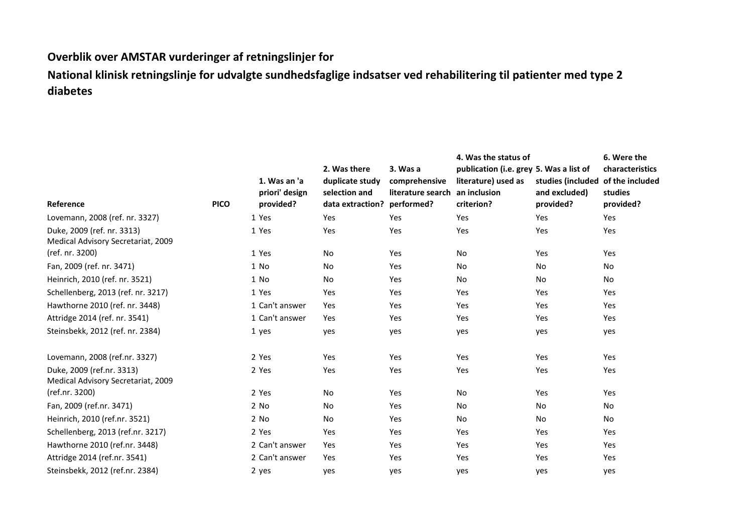**Overblik over AMSTAR vurderinger af retningslinjer for**

**National klinisk retningslinje for udvalgte sundhedsfaglige indsatser ved rehabilitering til patienter med type 2 diabetes**

| Reference | PICO | 1. Was an 'a priori' design provided? | 2. Was there duplicate study selection and data extraction? | 3. Was a comprehensive literature search performed? | 4. Was the status of publication (i.e. grey literature) used as an inclusion criterion? | 5. Was a list of studies (included and excluded) provided? | 6. Were the characteristics of the included studies provided? |
|---|---|---|---|---|---|---|---|
| Lovemann, 2008 (ref. nr. 3327) | 1 | Yes | Yes | Yes | Yes | Yes | Yes |
| Duke, 2009 (ref. nr. 3313) | 1 | Yes | Yes | Yes | Yes | Yes | Yes |
| Medical Advisory Secretariat, 2009 (ref. nr. 3200) | 1 | Yes | No | Yes | No | Yes | Yes |
| Fan, 2009 (ref. nr. 3471) | 1 | No | No | Yes | No | No | No |
| Heinrich, 2010 (ref. nr. 3521) | 1 | No | No | Yes | No | No | No |
| Schellenberg, 2013 (ref. nr. 3217) | 1 | Yes | Yes | Yes | Yes | Yes | Yes |
| Hawthorne 2010 (ref. nr. 3448) | 1 | Can't answer | Yes | Yes | Yes | Yes | Yes |
| Attridge 2014 (ref. nr. 3541) | 1 | Can't answer | Yes | Yes | Yes | Yes | Yes |
| Steinsbekk, 2012 (ref. nr. 2384) | 1 | yes | yes | yes | yes | yes | yes |
| | | | | | | | |
| Lovemann, 2008 (ref.nr. 3327) | 2 | Yes | Yes | Yes | Yes | Yes | Yes |
| Duke, 2009 (ref.nr. 3313) | 2 | Yes | Yes | Yes | Yes | Yes | Yes |
| Medical Advisory Secretariat, 2009 (ref.nr. 3200) | 2 | Yes | No | Yes | No | Yes | Yes |
| Fan, 2009 (ref.nr. 3471) | 2 | No | No | Yes | No | No | No |
| Heinrich, 2010 (ref.nr. 3521) | 2 | No | No | Yes | No | No | No |
| Schellenberg, 2013 (ref.nr. 3217) | 2 | Yes | Yes | Yes | Yes | Yes | Yes |
| Hawthorne 2010 (ref.nr. 3448) | 2 | Can't answer | Yes | Yes | Yes | Yes | Yes |
| Attridge 2014 (ref.nr. 3541) | 2 | Can't answer | Yes | Yes | Yes | Yes | Yes |
| Steinsbekk, 2012 (ref.nr. 2384) | 2 | yes | yes | yes | yes | yes | yes |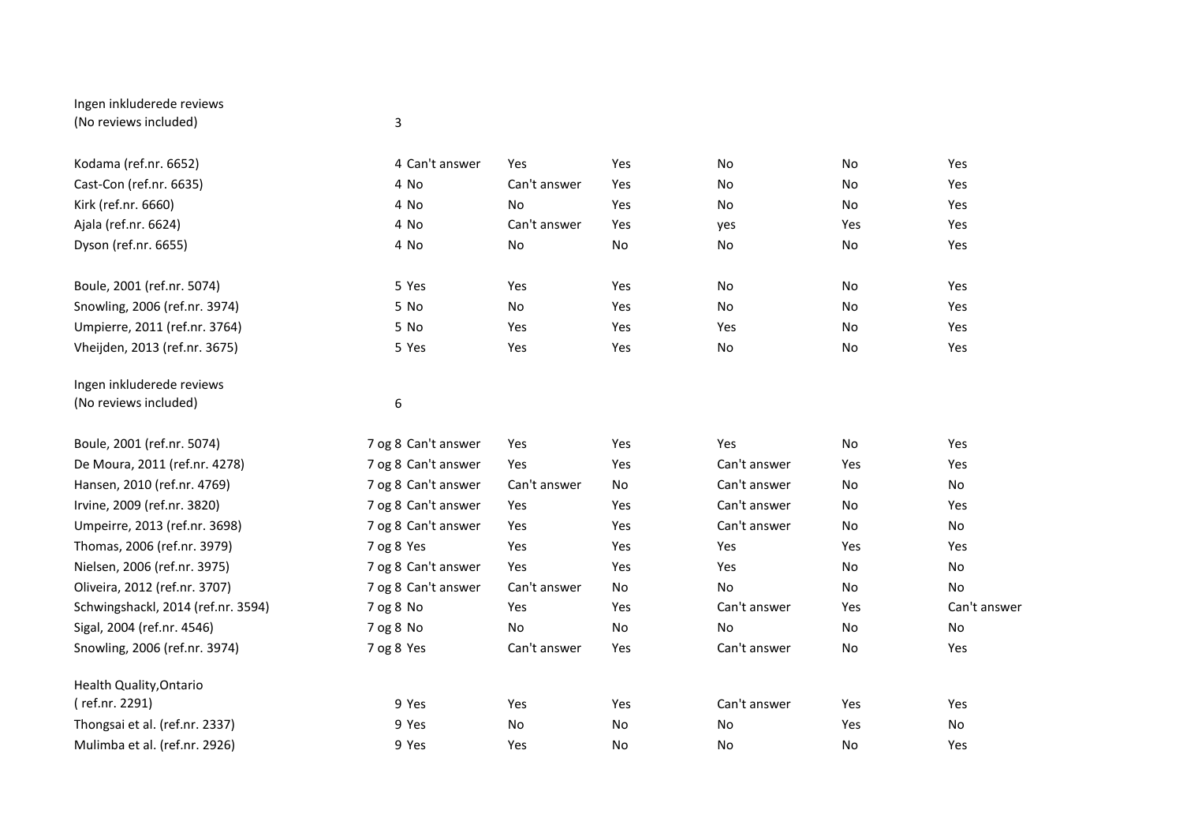| | | | | | | | |
|---|---|---|---|---|---|---|---|
| Ingen inkluderede reviews (No reviews included) | 3 | | | | | | |
| Kodama (ref.nr. 6652) | 4 | Can't answer | Yes | Yes | No | No | Yes |
| Cast-Con (ref.nr. 6635) | 4 | No | Can't answer | Yes | No | No | Yes |
| Kirk (ref.nr. 6660) | 4 | No | No | Yes | No | No | Yes |
| Ajala (ref.nr. 6624) | 4 | No | Can't answer | Yes | yes | Yes | Yes |
| Dyson (ref.nr. 6655) | 4 | No | No | No | No | No | Yes |
| Boule, 2001 (ref.nr. 5074) | 5 | Yes | Yes | Yes | No | No | Yes |
| Snowling, 2006 (ref.nr. 3974) | 5 | No | No | Yes | No | No | Yes |
| Umpierre, 2011 (ref.nr. 3764) | 5 | No | Yes | Yes | Yes | No | Yes |
| Vheijden, 2013 (ref.nr. 3675) | 5 | Yes | Yes | Yes | No | No | Yes |
| Ingen inkluderede reviews (No reviews included) | 6 | | | | | | |
| Boule, 2001 (ref.nr. 5074) | 7 og 8 | Can't answer | Yes | Yes | Yes | No | Yes |
| De Moura, 2011 (ref.nr. 4278) | 7 og 8 | Can't answer | Yes | Yes | Can't answer | Yes | Yes |
| Hansen, 2010 (ref.nr. 4769) | 7 og 8 | Can't answer | Can't answer | No | Can't answer | No | No |
| Irvine, 2009 (ref.nr. 3820) | 7 og 8 | Can't answer | Yes | Yes | Can't answer | No | Yes |
| Umpeirre, 2013 (ref.nr. 3698) | 7 og 8 | Can't answer | Yes | Yes | Can't answer | No | No |
| Thomas, 2006 (ref.nr. 3979) | 7 og 8 | Yes | Yes | Yes | Yes | Yes | Yes |
| Nielsen, 2006 (ref.nr. 3975) | 7 og 8 | Can't answer | Yes | Yes | Yes | No | No |
| Oliveira, 2012 (ref.nr. 3707) | 7 og 8 | Can't answer | Can't answer | No | No | No | No |
| Schwingshackl, 2014 (ref.nr. 3594) | 7 og 8 | No | Yes | Yes | Can't answer | Yes | Can't answer |
| Sigal, 2004 (ref.nr. 4546) | 7 og 8 | No | No | No | No | No | No |
| Snowling, 2006 (ref.nr. 3974) | 7 og 8 | Yes | Can't answer | Yes | Can't answer | No | Yes |
| Health Quality,Ontario ( ref.nr. 2291) | 9 | Yes | Yes | Yes | Can't answer | Yes | Yes |
| Thongsai et al. (ref.nr. 2337) | 9 | Yes | No | No | No | Yes | No |
| Mulimba et al. (ref.nr. 2926) | 9 | Yes | Yes | No | No | No | Yes |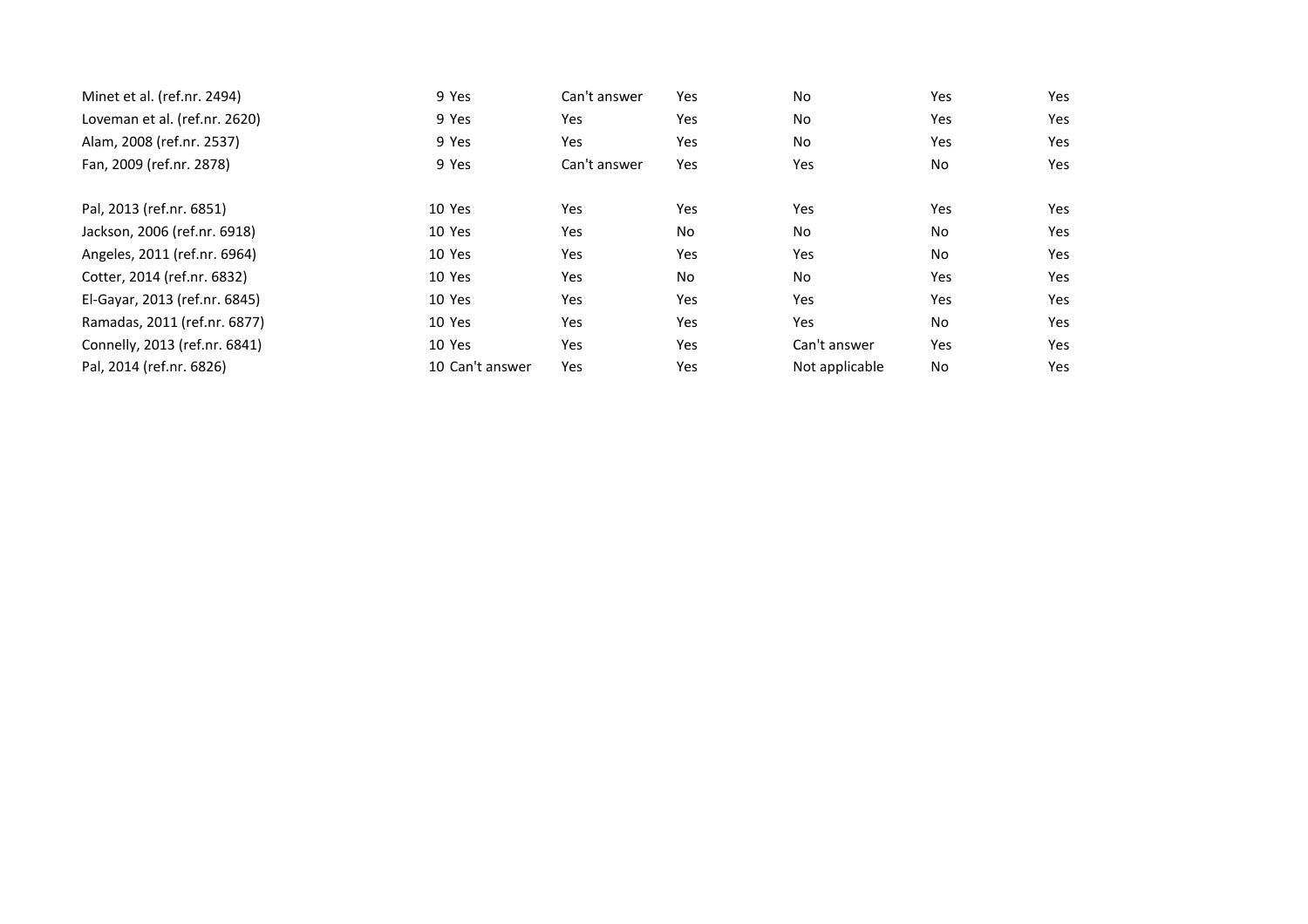| | | | | | | |
|---|---|---|---|---|---|---|
| Minet et al. (ref.nr. 2494) | 9 | Yes | Can't answer | Yes | No | Yes | Yes |
| Loveman et al. (ref.nr. 2620) | 9 | Yes | Yes | Yes | No | Yes | Yes |
| Alam, 2008 (ref.nr. 2537) | 9 | Yes | Yes | Yes | No | Yes | Yes |
| Fan, 2009 (ref.nr. 2878) | 9 | Yes | Can't answer | Yes | Yes | No | Yes |
| | | | | | | | |
| Pal, 2013 (ref.nr. 6851) | 10 | Yes | Yes | Yes | Yes | Yes | Yes |
| Jackson, 2006 (ref.nr. 6918) | 10 | Yes | Yes | No | No | No | Yes |
| Angeles, 2011 (ref.nr. 6964) | 10 | Yes | Yes | Yes | Yes | No | Yes |
| Cotter, 2014 (ref.nr. 6832) | 10 | Yes | Yes | No | No | Yes | Yes |
| El-Gayar, 2013 (ref.nr. 6845) | 10 | Yes | Yes | Yes | Yes | Yes | Yes |
| Ramadas, 2011 (ref.nr. 6877) | 10 | Yes | Yes | Yes | Yes | No | Yes |
| Connelly, 2013 (ref.nr. 6841) | 10 | Yes | Yes | Yes | Can't answer | Yes | Yes |
| Pal, 2014 (ref.nr. 6826) | 10 | Can't answer | Yes | Yes | Not applicable | No | Yes |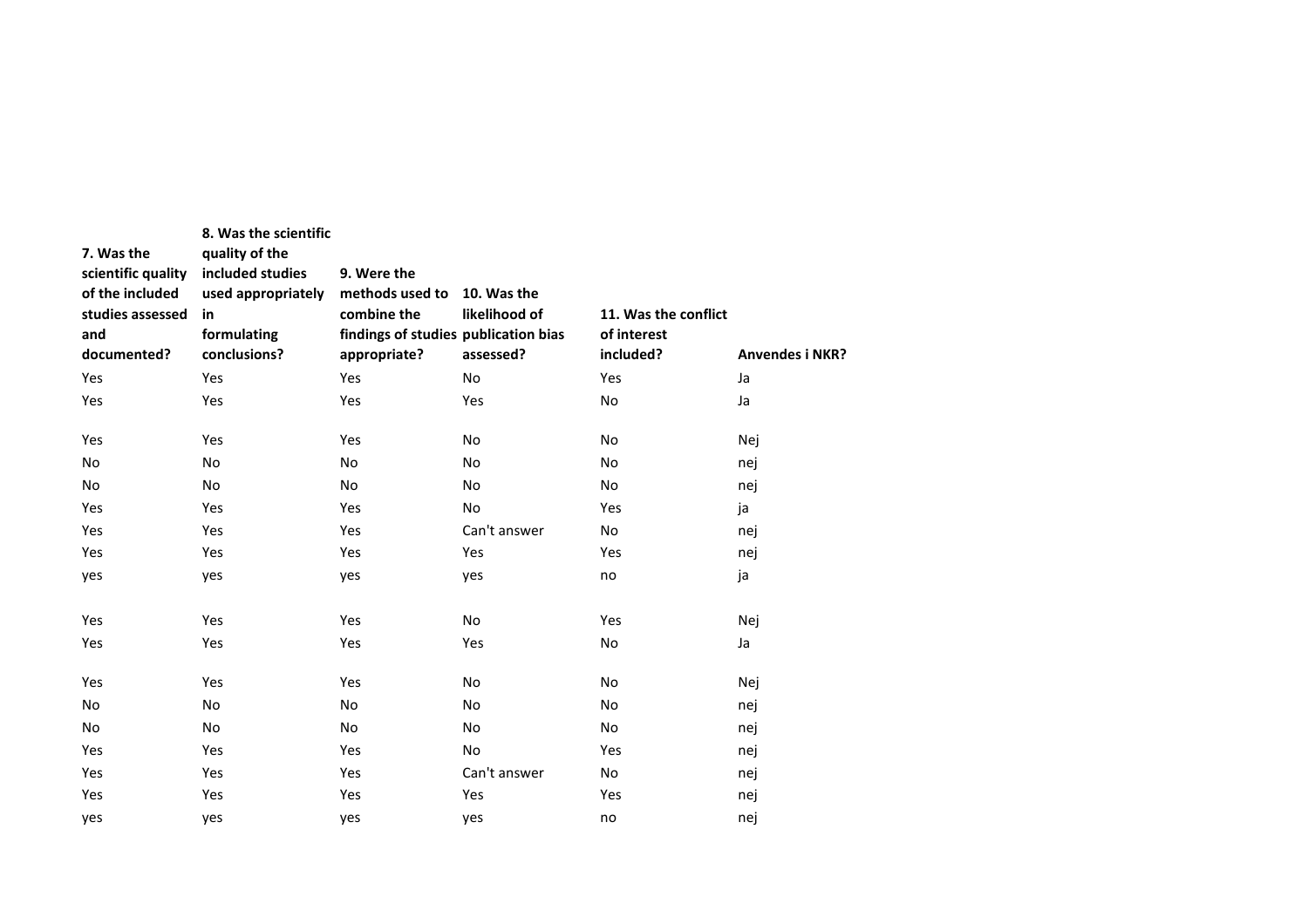| 7. Was the scientific quality of the included studies assessed and documented? | 8. Was the scientific quality of the included studies used appropriately in formulating conclusions? | 9. Were the methods used to combine the findings of studies appropriate? | 10. Was the likelihood of publication bias assessed? | 11. Was the conflict of interest included? | Anvendes i NKR? |
|---|---|---|---|---|---|
| Yes | Yes | Yes | No | Yes | Ja |
| Yes | Yes | Yes | Yes | No | Ja |
| Yes | Yes | Yes | No | No | Nej |
| No | No | No | No | No | nej |
| No | No | No | No | No | nej |
| Yes | Yes | Yes | No | Yes | ja |
| Yes | Yes | Yes | Can't answer | No | nej |
| Yes | Yes | Yes | Yes | Yes | nej |
| yes | yes | yes | yes | no | ja |
| Yes | Yes | Yes | No | Yes | Nej |
| Yes | Yes | Yes | Yes | No | Ja |
| Yes | Yes | Yes | No | No | Nej |
| No | No | No | No | No | nej |
| No | No | No | No | No | nej |
| Yes | Yes | Yes | No | Yes | nej |
| Yes | Yes | Yes | Can't answer | No | nej |
| Yes | Yes | Yes | Yes | Yes | nej |
| yes | yes | yes | yes | no | nej |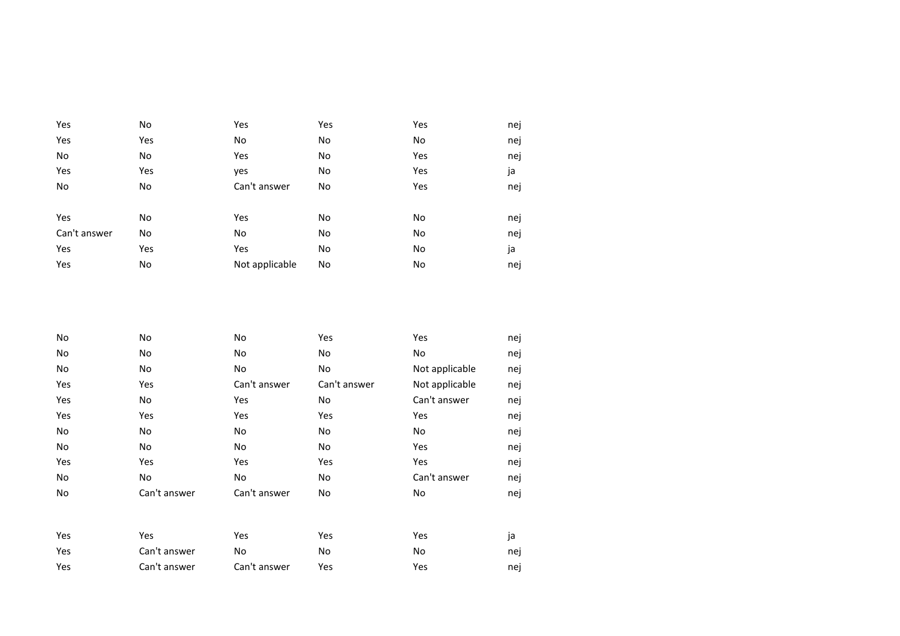| | | | | | |
|---|---|---|---|---|---|
| Yes | No | Yes | Yes | Yes | nej |
| Yes | Yes | No | No | No | nej |
| No | No | Yes | No | Yes | nej |
| Yes | Yes | yes | No | Yes | ja |
| No | No | Can't answer | No | Yes | nej |
| | | | | | |
| Yes | No | Yes | No | No | nej |
| Can't answer | No | No | No | No | nej |
| Yes | Yes | Yes | No | No | ja |
| Yes | No | Not applicable | No | No | nej |
| | | | | | |
| | | | | | |
| | | | | | |
| | | | | | |
| No | No | No | Yes | Yes | nej |
| No | No | No | No | No | nej |
| No | No | No | No | Not applicable | nej |
| Yes | Yes | Can't answer | Can't answer | Not applicable | nej |
| Yes | No | Yes | No | Can't answer | nej |
| Yes | Yes | Yes | Yes | Yes | nej |
| No | No | No | No | No | nej |
| No | No | No | No | Yes | nej |
| Yes | Yes | Yes | Yes | Yes | nej |
| No | No | No | No | Can't answer | nej |
| No | Can't answer | Can't answer | No | No | nej |
| | | | | | |
| Yes | Yes | Yes | Yes | Yes | ja |
| Yes | Can't answer | No | No | No | nej |
| Yes | Can't answer | Can't answer | Yes | Yes | nej |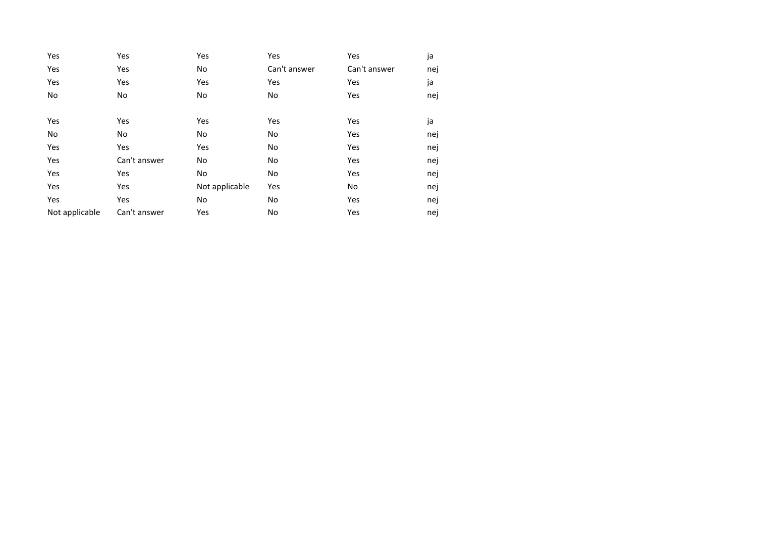| | | | | | |
|---|---|---|---|---|---|
| Yes | Yes | Yes | Yes | Yes | ja |
| Yes | Yes | No | Can't answer | Can't answer | nej |
| Yes | Yes | Yes | Yes | Yes | ja |
| No | No | No | No | Yes | nej |
| | | | | | |
| Yes | Yes | Yes | Yes | Yes | ja |
| No | No | No | No | Yes | nej |
| Yes | Yes | Yes | No | Yes | nej |
| Yes | Can't answer | No | No | Yes | nej |
| Yes | Yes | No | No | Yes | nej |
| Yes | Yes | Not applicable | Yes | No | nej |
| Yes | Yes | No | No | Yes | nej |
| Not applicable | Can't answer | Yes | No | Yes | nej |